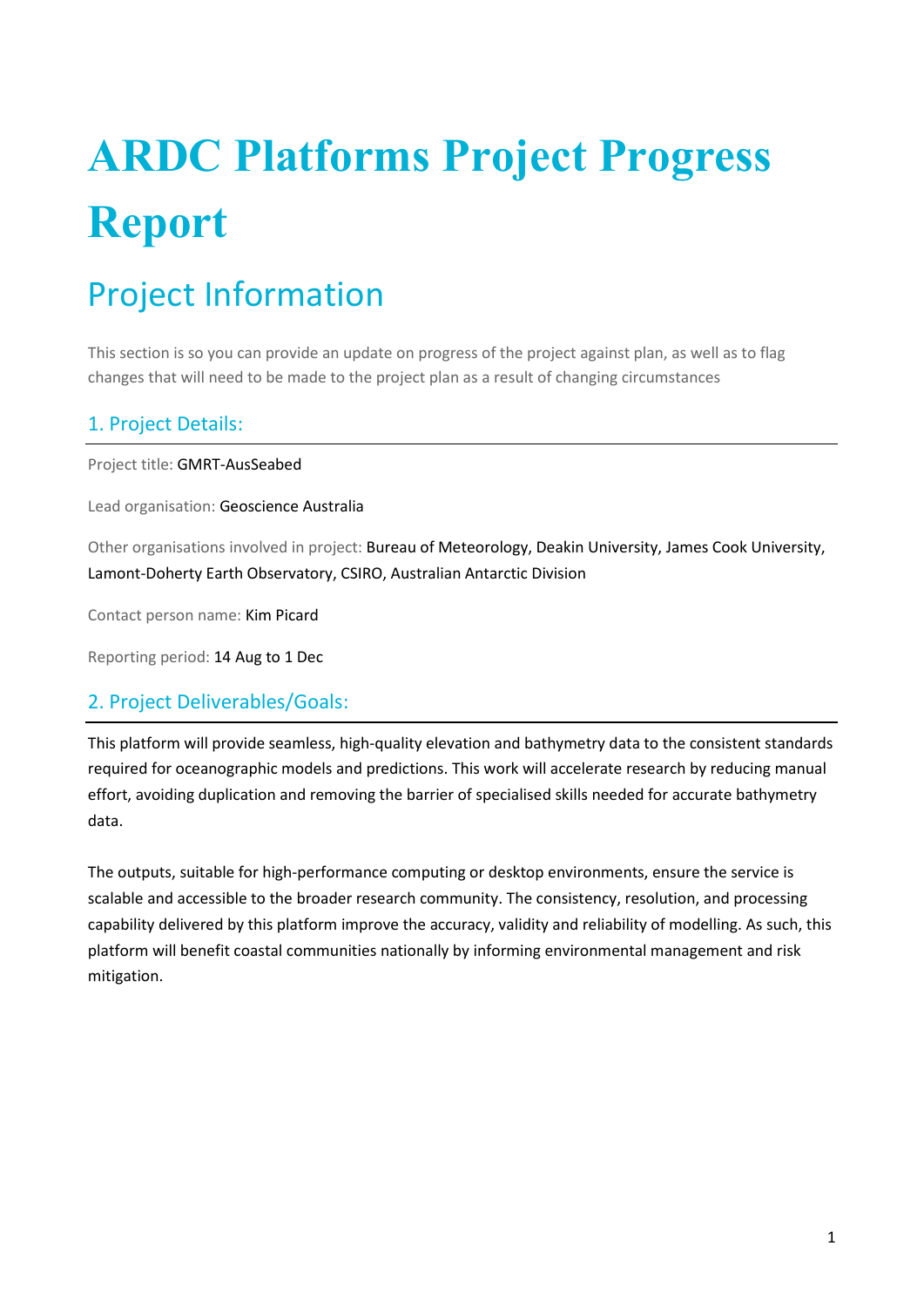# ARDC Platforms Project Progress Report

## Project Information

This section is so you can provide an update on progress of the project against plan, as well as to flag changes that will need to be made to the project plan as a result of changing circumstances

### 1. Project Details:

Project title: GMRT-AusSeabed

Lead organisation: Geoscience Australia

Other organisations involved in project: Bureau of Meteorology, Deakin University, James Cook University, Lamont-Doherty Earth Observatory, CSIRO, Australian Antarctic Division

Contact person name: Kim Picard

Reporting period: 14 Aug to 1 Dec

### 2. Project Deliverables/Goals:

This platform will provide seamless, high-quality elevation and bathymetry data to the consistent standards required for oceanographic models and predictions. This work will accelerate research by reducing manual effort, avoiding duplication and removing the barrier of specialised skills needed for accurate bathymetry data.

The outputs, suitable for high-performance computing or desktop environments, ensure the service is scalable and accessible to the broader research community. The consistency, resolution, and processing capability delivered by this platform improve the accuracy, validity and reliability of modelling. As such, this platform will benefit coastal communities nationally by informing environmental management and risk mitigation.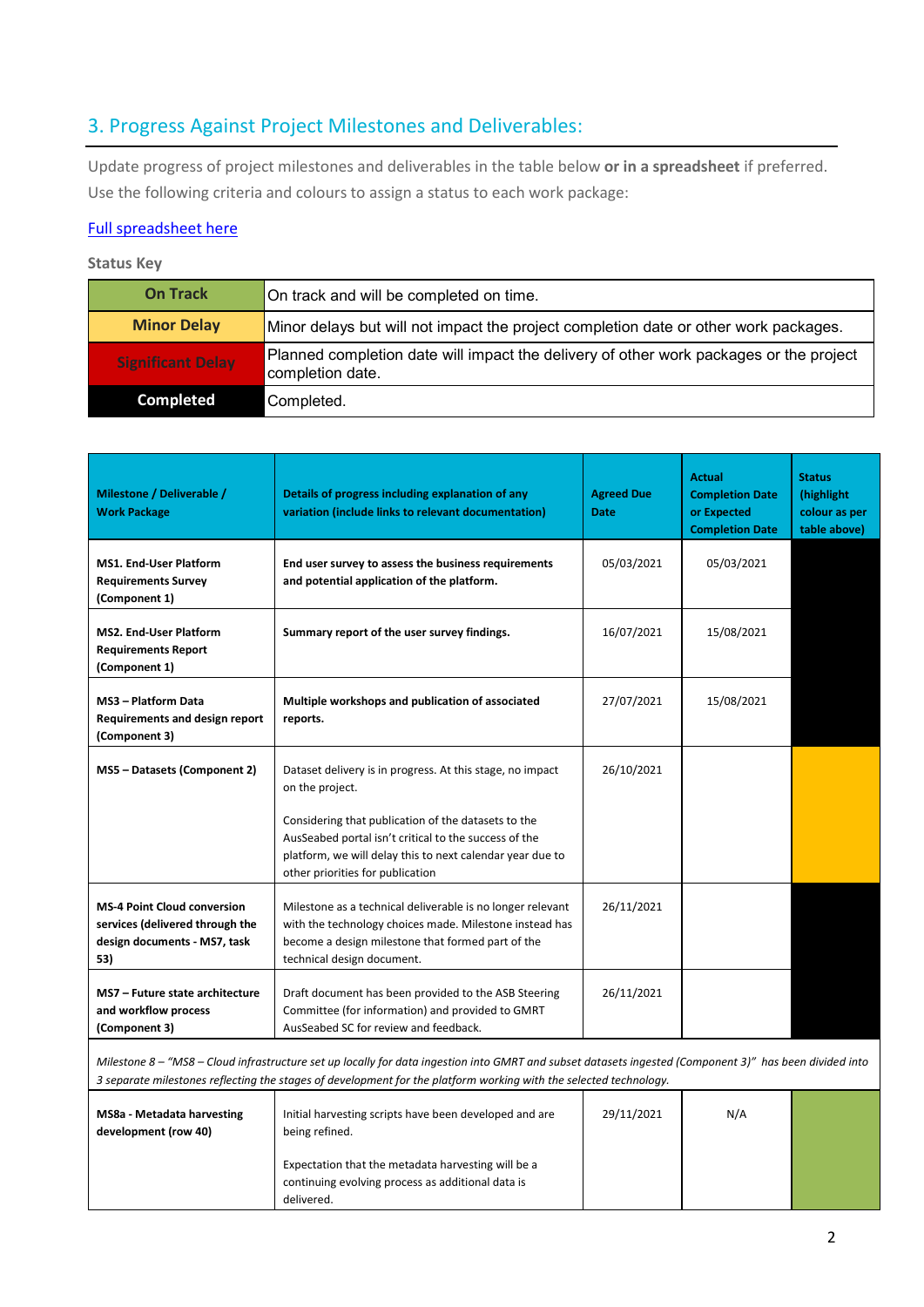## 3. Progress Against Project Milestones and Deliverables:

Update progress of project milestones and deliverables in the table below **or in a spreadsheet** if preferred. Use the following criteria and colours to assign a status to each work package:

[Full spreadsheet here]

**Status Key**

| | |
|---|---|
| **On Track** | On track and will be completed on time. |
| **Minor Delay** | Minor delays but will not impact the project completion date or other work packages. |
| **Significant Delay** | Planned completion date will impact the delivery of other work packages or the project completion date. |
| **Completed** | Completed. |

| Milestone / Deliverable / Work Package | Details of progress including explanation of any variation (include links to relevant documentation) | Agreed Due Date | Actual Completion Date or Expected Completion Date | Status (highlight colour as per table above) |
|---|---|---|---|---|
| **MS1. End-User Platform Requirements Survey (Component 1)** | **End user survey to assess the business requirements and potential application of the platform.** | 05/03/2021 | 05/03/2021 | Completed |
| **MS2. End-User Platform Requirements Report (Component 1)** | **Summary report of the user survey findings.** | 16/07/2021 | 15/08/2021 | Completed |
| **MS3 – Platform Data Requirements and design report (Component 3)** | **Multiple workshops and publication of associated reports.** | 27/07/2021 | 15/08/2021 | Completed |
| **MS5 – Datasets (Component 2)** | Dataset delivery is in progress. At this stage, no impact on the project.<br><br>Considering that publication of the datasets to the AusSeabed portal isn't critical to the success of the platform, we will delay this to next calendar year due to other priorities for publication | 26/10/2021 | | Minor Delay |
| **MS-4 Point Cloud conversion services (delivered through the design documents - MS7, task 53)** | Milestone as a technical deliverable is no longer relevant with the technology choices made. Milestone instead has become a design milestone that formed part of the technical design document. | 26/11/2021 | | Completed |
| **MS7 – Future state architecture and workflow process (Component 3)** | Draft document has been provided to the ASB Steering Committee (for information) and provided to GMRT AusSeabed SC for review and feedback. | 26/11/2021 | | Completed |
| *Milestone 8 – "MS8 – Cloud infrastructure set up locally for data ingestion into GMRT and subset datasets ingested (Component 3)" has been divided into 3 separate milestones reflecting the stages of development for the platform working with the selected technology.* | | | | |
| **MS8a - Metadata harvesting development (row 40)** | Initial harvesting scripts have been developed and are being refined.<br><br>Expectation that the metadata harvesting will be a continuing evolving process as additional data is delivered. | 29/11/2021 | N/A | On Track |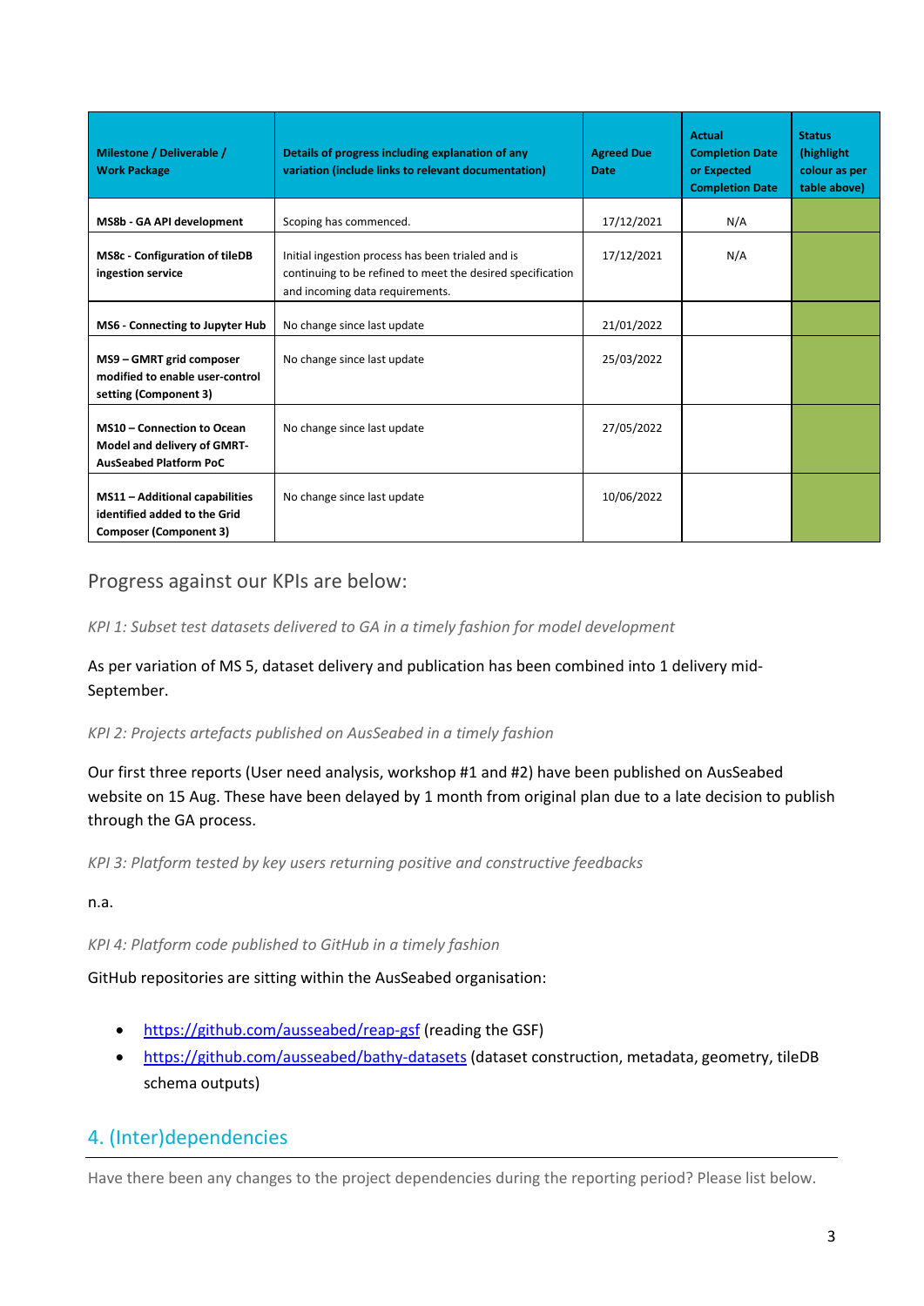| Milestone / Deliverable / Work Package | Details of progress including explanation of any variation (include links to relevant documentation) | Agreed Due Date | Actual Completion Date or Expected Completion Date | Status (highlight colour as per table above) |
|---|---|---|---|---|
| **MS8b - GA API development** | Scoping has commenced. | 17/12/2021 | N/A | |
| **MS8c - Configuration of tileDB ingestion service** | Initial ingestion process has been trialed and is continuing to be refined to meet the desired specification and incoming data requirements. | 17/12/2021 | N/A | |
| **MS6 - Connecting to Jupyter Hub** | No change since last update | 21/01/2022 | | |
| **MS9 – GMRT grid composer modified to enable user-control setting (Component 3)** | No change since last update | 25/03/2022 | | |
| **MS10 – Connection to Ocean Model and delivery of GMRT-AusSeabed Platform PoC** | No change since last update | 27/05/2022 | | |
| **MS11 – Additional capabilities identified added to the Grid Composer (Component 3)** | No change since last update | 10/06/2022 | | |

Progress against our KPIs are below:

*KPI 1: Subset test datasets delivered to GA in a timely fashion for model development*

As per variation of MS 5, dataset delivery and publication has been combined into 1 delivery mid-September.

*KPI 2: Projects artefacts published on AusSeabed in a timely fashion*

Our first three reports (User need analysis, workshop #1 and #2) have been published on AusSeabed website on 15 Aug. These have been delayed by 1 month from original plan due to a late decision to publish through the GA process.

*KPI 3: Platform tested by key users returning positive and constructive feedbacks*

n.a.

*KPI 4: Platform code published to GitHub in a timely fashion*

GitHub repositories are sitting within the AusSeabed organisation:

- https://github.com/ausseabed/reap-gsf (reading the GSF)
- https://github.com/ausseabed/bathy-datasets (dataset construction, metadata, geometry, tileDB schema outputs)

## 4. (Inter)dependencies

Have there been any changes to the project dependencies during the reporting period? Please list below.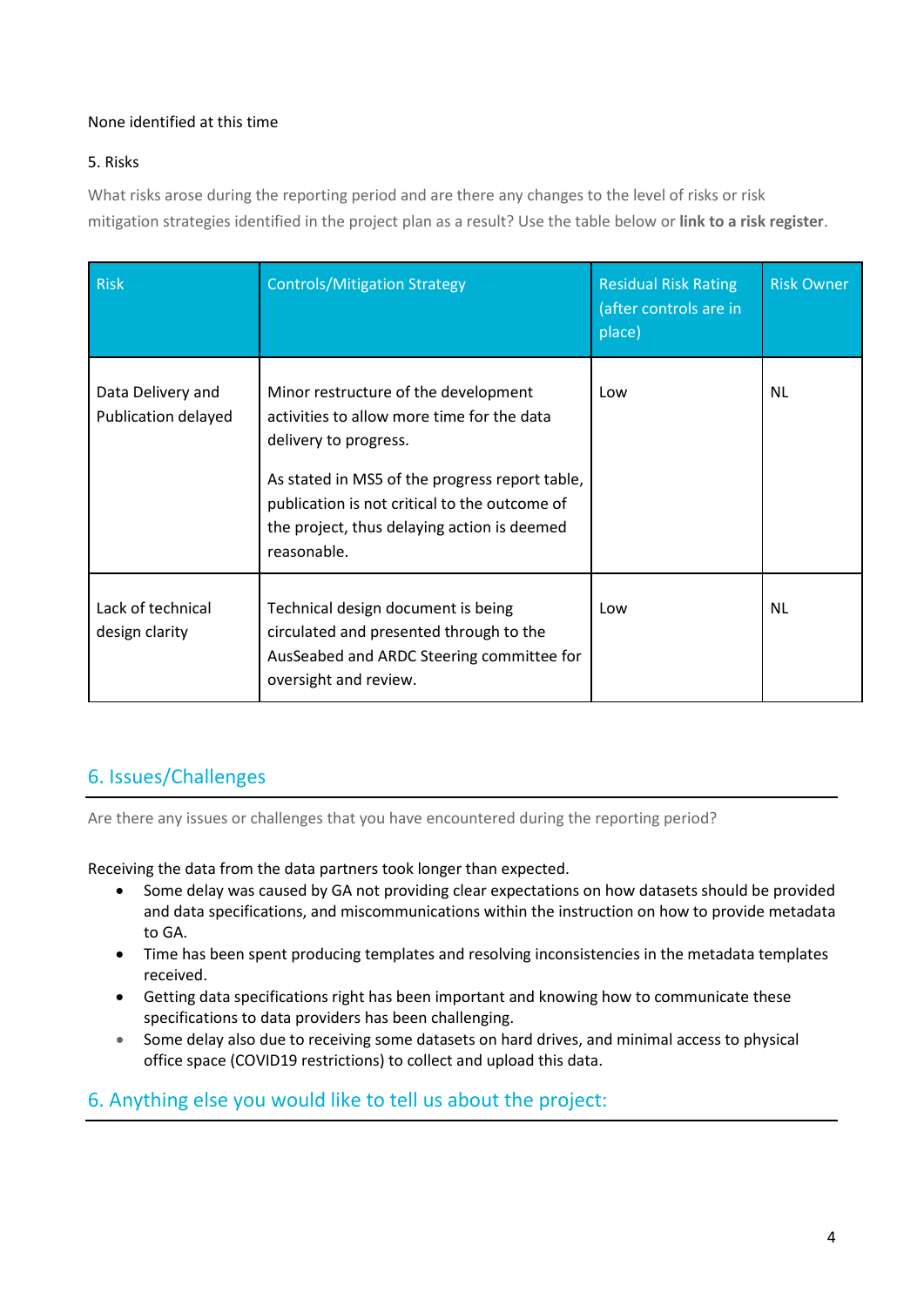None identified at this time

5. Risks

What risks arose during the reporting period and are there any changes to the level of risks or risk mitigation strategies identified in the project plan as a result? Use the table below or **link to a risk register**.

| Risk | Controls/Mitigation Strategy | Residual Risk Rating (after controls are in place) | Risk Owner |
| --- | --- | --- | --- |
| Data Delivery and Publication delayed | Minor restructure of the development activities to allow more time for the data delivery to progress.<br><br>As stated in MS5 of the progress report table, publication is not critical to the outcome of the project, thus delaying action is deemed reasonable. | Low | NL |
| Lack of technical design clarity | Technical design document is being circulated and presented through to the AusSeabed and ARDC Steering committee for oversight and review. | Low | NL |

## 6. Issues/Challenges

Are there any issues or challenges that you have encountered during the reporting period?

Receiving the data from the data partners took longer than expected.

- Some delay was caused by GA not providing clear expectations on how datasets should be provided and data specifications, and miscommunications within the instruction on how to provide metadata to GA.
- Time has been spent producing templates and resolving inconsistencies in the metadata templates received.
- Getting data specifications right has been important and knowing how to communicate these specifications to data providers has been challenging.
- Some delay also due to receiving some datasets on hard drives, and minimal access to physical office space (COVID19 restrictions) to collect and upload this data.

## 6. Anything else you would like to tell us about the project: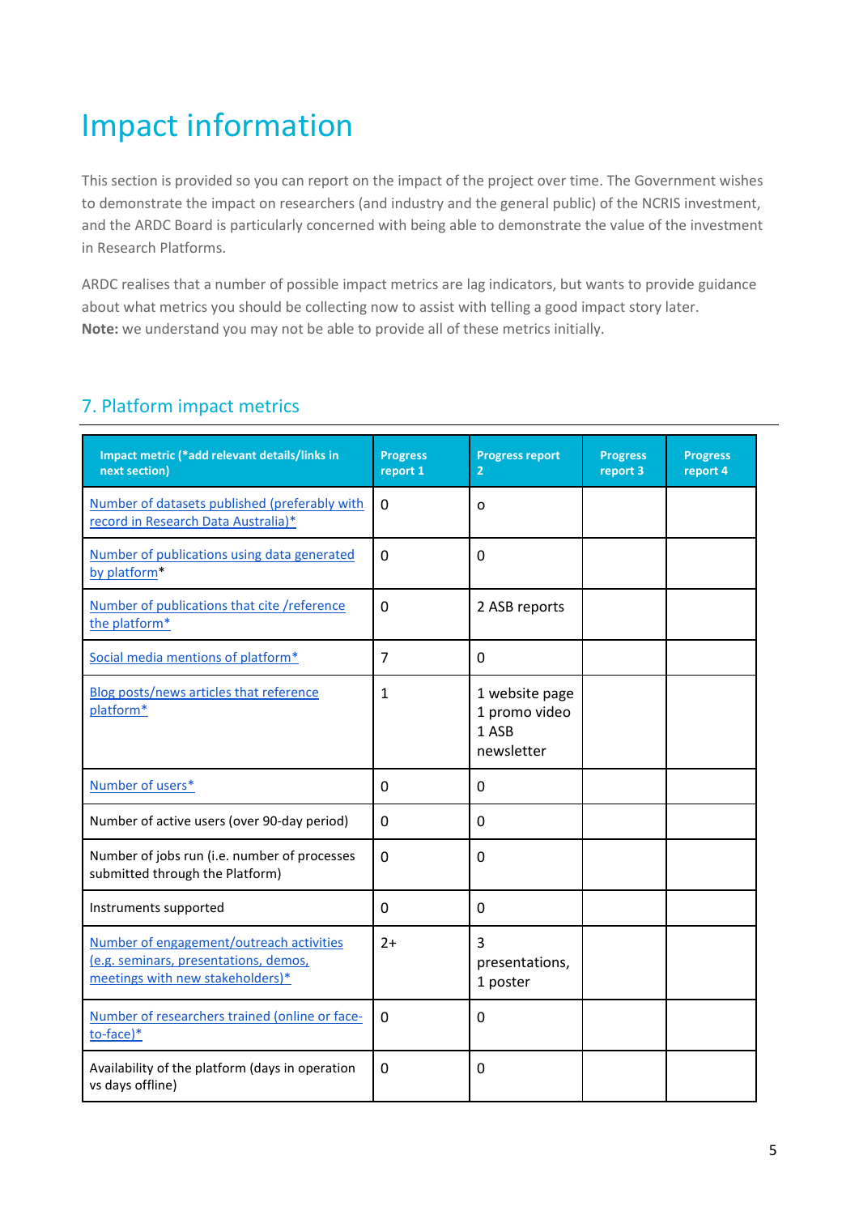# Impact information

This section is provided so you can report on the impact of the project over time. The Government wishes to demonstrate the impact on researchers (and industry and the general public) of the NCRIS investment, and the ARDC Board is particularly concerned with being able to demonstrate the value of the investment in Research Platforms.

ARDC realises that a number of possible impact metrics are lag indicators, but wants to provide guidance about what metrics you should be collecting now to assist with telling a good impact story later.
**Note:** we understand you may not be able to provide all of these metrics initially.

## 7. Platform impact metrics

| Impact metric (*add relevant details/links in next section) | Progress report 1 | Progress report 2 | Progress report 3 | Progress report 4 |
|---|---|---|---|---|
| Number of datasets published (preferably with record in Research Data Australia)* | 0 | o | | |
| Number of publications using data generated by platform* | 0 | 0 | | |
| Number of publications that cite /reference the platform* | 0 | 2 ASB reports | | |
| Social media mentions of platform* | 7 | 0 | | |
| Blog posts/news articles that reference platform* | 1 | 1 website page<br>1 promo video<br>1 ASB newsletter | | |
| Number of users* | 0 | 0 | | |
| Number of active users (over 90-day period) | 0 | 0 | | |
| Number of jobs run (i.e. number of processes submitted through the Platform) | 0 | 0 | | |
| Instruments supported | 0 | 0 | | |
| Number of engagement/outreach activities (e.g. seminars, presentations, demos, meetings with new stakeholders)* | 2+ | 3 presentations,<br>1 poster | | |
| Number of researchers trained (online or face-to-face)* | 0 | 0 | | |
| Availability of the platform (days in operation vs days offline) | 0 | 0 | | |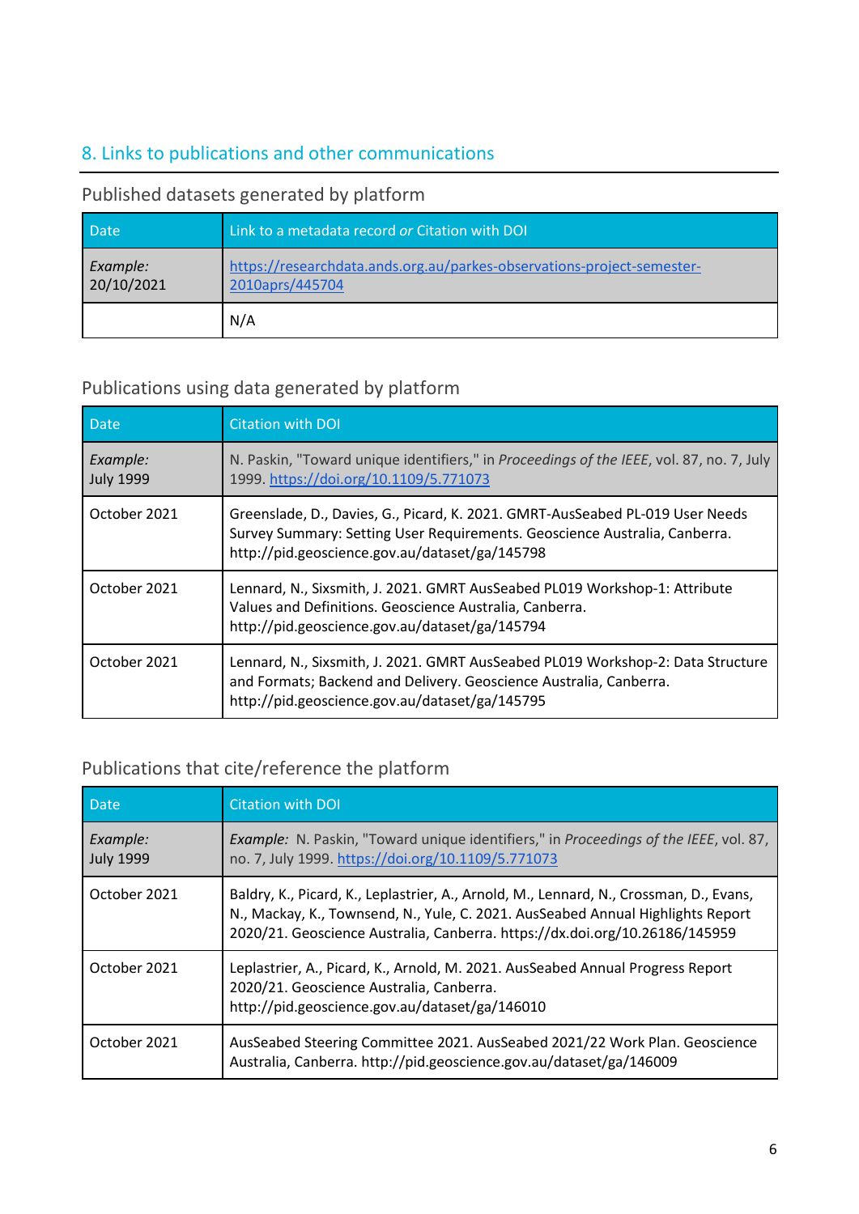## 8. Links to publications and other communications

### Published datasets generated by platform

| Date | Link to a metadata record *or* Citation with DOI |
|---|---|
| *Example:* 20/10/2021 | https://researchdata.ands.org.au/parkes-observations-project-semester-2010aprs/445704 |
| | N/A |

### Publications using data generated by platform

| Date | Citation with DOI |
|---|---|
| *Example:* July 1999 | N. Paskin, "Toward unique identifiers," in *Proceedings of the IEEE*, vol. 87, no. 7, July 1999. https://doi.org/10.1109/5.771073 |
| October 2021 | Greenslade, D., Davies, G., Picard, K. 2021. GMRT-AusSeabed PL-019 User Needs Survey Summary: Setting User Requirements. Geoscience Australia, Canberra. http://pid.geoscience.gov.au/dataset/ga/145798 |
| October 2021 | Lennard, N., Sixsmith, J. 2021. GMRT AusSeabed PL019 Workshop-1: Attribute Values and Definitions. Geoscience Australia, Canberra. http://pid.geoscience.gov.au/dataset/ga/145794 |
| October 2021 | Lennard, N., Sixsmith, J. 2021. GMRT AusSeabed PL019 Workshop-2: Data Structure and Formats; Backend and Delivery. Geoscience Australia, Canberra. http://pid.geoscience.gov.au/dataset/ga/145795 |

### Publications that cite/reference the platform

| Date | Citation with DOI |
|---|---|
| *Example:* July 1999 | *Example:* N. Paskin, "Toward unique identifiers," in *Proceedings of the IEEE*, vol. 87, no. 7, July 1999. https://doi.org/10.1109/5.771073 |
| October 2021 | Baldry, K., Picard, K., Leplastrier, A., Arnold, M., Lennard, N., Crossman, D., Evans, N., Mackay, K., Townsend, N., Yule, C. 2021. AusSeabed Annual Highlights Report 2020/21. Geoscience Australia, Canberra. https://dx.doi.org/10.26186/145959 |
| October 2021 | Leplastrier, A., Picard, K., Arnold, M. 2021. AusSeabed Annual Progress Report 2020/21. Geoscience Australia, Canberra. http://pid.geoscience.gov.au/dataset/ga/146010 |
| October 2021 | AusSeabed Steering Committee 2021. AusSeabed 2021/22 Work Plan. Geoscience Australia, Canberra. http://pid.geoscience.gov.au/dataset/ga/146009 |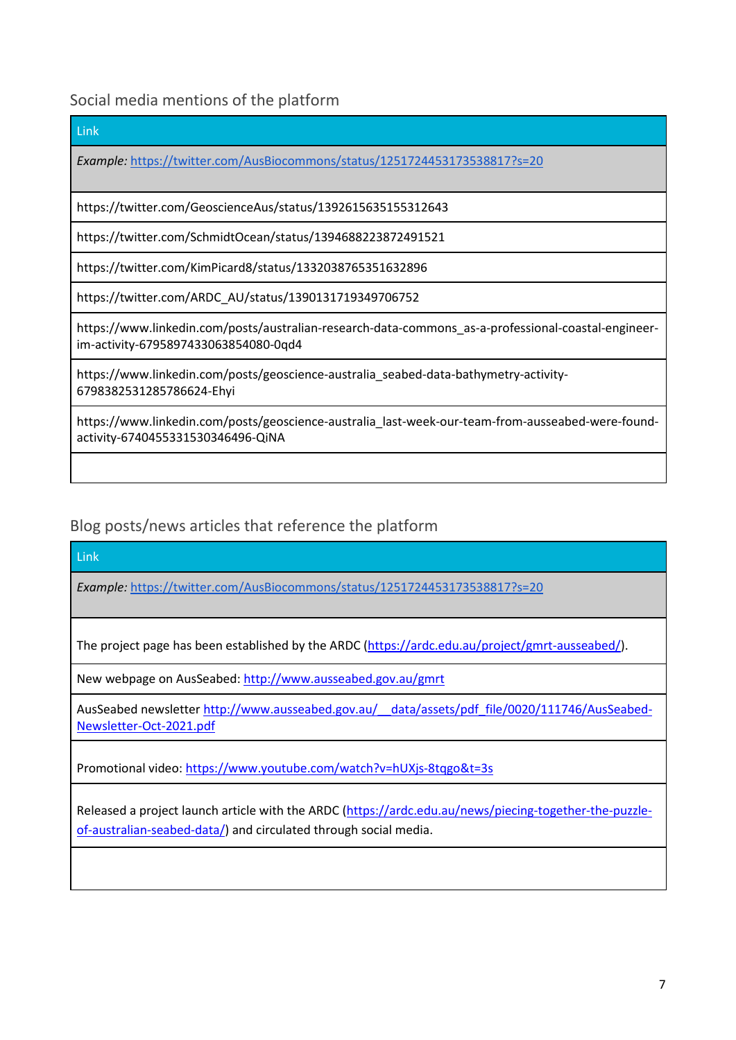## Social media mentions of the platform

| Link |
| --- |
| *Example:* [https://twitter.com/AusBiocommons/status/1251724453173538817?s=20](https://twitter.com/AusBiocommons/status/1251724453173538817?s=20) |
| https://twitter.com/GeoscienceAus/status/1392615635155312643 |
| https://twitter.com/SchmidtOcean/status/1394688223872491521 |
| https://twitter.com/KimPicard8/status/1332038765351632896 |
| https://twitter.com/ARDC_AU/status/1390131719349706752 |
| https://www.linkedin.com/posts/australian-research-data-commons_as-a-professional-coastal-engineer-im-activity-6795897433063854080-0qd4 |
| https://www.linkedin.com/posts/geoscience-australia_seabed-data-bathymetry-activity-6798382531285786624-Ehyi |
| https://www.linkedin.com/posts/geoscience-australia_last-week-our-team-from-ausseabed-were-found-activity-6740455331530346496-QiNA |
| |

## Blog posts/news articles that reference the platform

| Link |
| --- |
| *Example:* [https://twitter.com/AusBiocommons/status/1251724453173538817?s=20](https://twitter.com/AusBiocommons/status/1251724453173538817?s=20) |
| The project page has been established by the ARDC ([https://ardc.edu.au/project/gmrt-ausseabed/](https://ardc.edu.au/project/gmrt-ausseabed/)). |
| New webpage on AusSeabed: [http://www.ausseabed.gov.au/gmrt](http://www.ausseabed.gov.au/gmrt) |
| AusSeabed newsletter [http://www.ausseabed.gov.au/__data/assets/pdf_file/0020/111746/AusSeabed-Newsletter-Oct-2021.pdf](http://www.ausseabed.gov.au/__data/assets/pdf_file/0020/111746/AusSeabed-Newsletter-Oct-2021.pdf) |
| Promotional video: [https://www.youtube.com/watch?v=hUXjs-8tqgo&t=3s](https://www.youtube.com/watch?v=hUXjs-8tqgo&t=3s) |
| Released a project launch article with the ARDC ([https://ardc.edu.au/news/piecing-together-the-puzzle-of-australian-seabed-data/](https://ardc.edu.au/news/piecing-together-the-puzzle-of-australian-seabed-data/)) and circulated through social media. |
| |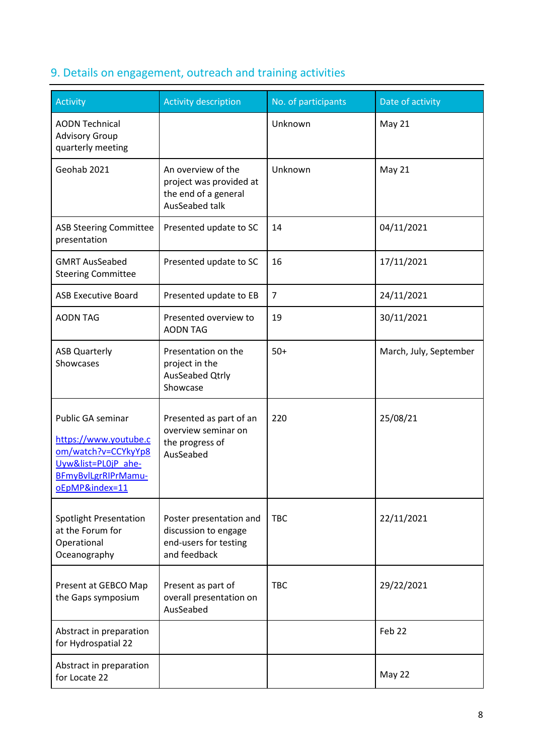## 9. Details on engagement, outreach and training activities

| Activity | Activity description | No. of participants | Date of activity |
|---|---|---|---|
| AODN Technical Advisory Group quarterly meeting | | Unknown | May 21 |
| Geohab 2021 | An overview of the project was provided at the end of a general AusSeabed talk | Unknown | May 21 |
| ASB Steering Committee presentation | Presented update to SC | 14 | 04/11/2021 |
| GMRT AusSeabed Steering Committee | Presented update to SC | 16 | 17/11/2021 |
| ASB Executive Board | Presented update to EB | 7 | 24/11/2021 |
| AODN TAG | Presented overview to AODN TAG | 19 | 30/11/2021 |
| ASB Quarterly Showcases | Presentation on the project in the AusSeabed Qtrly Showcase | 50+ | March, July, September |
| Public GA seminar https://www.youtube.com/watch?v=CCYkyYp8Uyw&list=PL0jP_ahe-BFmyBvlLgrRIPrMamu-oEpMP&index=11 | Presented as part of an overview seminar on the progress of AusSeabed | 220 | 25/08/21 |
| Spotlight Presentation at the Forum for Operational Oceanography | Poster presentation and discussion to engage end-users for testing and feedback | TBC | 22/11/2021 |
| Present at GEBCO Map the Gaps symposium | Present as part of overall presentation on AusSeabed | TBC | 29/22/2021 |
| Abstract in preparation for Hydrospatial 22 | | | Feb 22 |
| Abstract in preparation for Locate 22 | | | May 22 |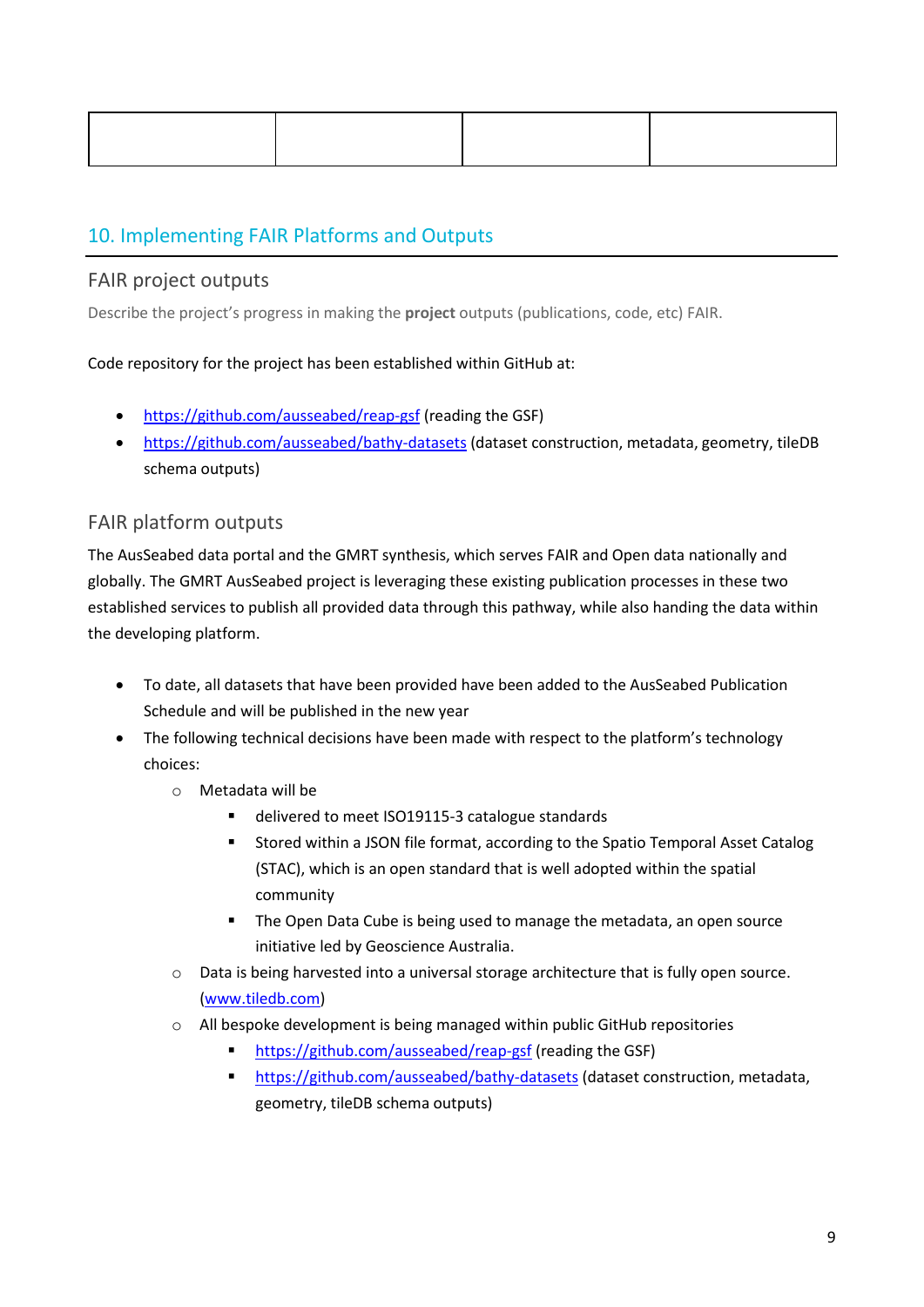| | | | |
|---|---|---|---|
| | | | |

## 10. Implementing FAIR Platforms and Outputs

### FAIR project outputs

Describe the project's progress in making the **project** outputs (publications, code, etc) FAIR.

Code repository for the project has been established within GitHub at:

- https://github.com/ausseabed/reap-gsf (reading the GSF)
- https://github.com/ausseabed/bathy-datasets (dataset construction, metadata, geometry, tileDB schema outputs)

### FAIR platform outputs

The AusSeabed data portal and the GMRT synthesis, which serves FAIR and Open data nationally and globally. The GMRT AusSeabed project is leveraging these existing publication processes in these two established services to publish all provided data through this pathway, while also handing the data within the developing platform.

- To date, all datasets that have been provided have been added to the AusSeabed Publication Schedule and will be published in the new year
- The following technical decisions have been made with respect to the platform's technology choices:
  - Metadata will be
    - delivered to meet ISO19115-3 catalogue standards
    - Stored within a JSON file format, according to the Spatio Temporal Asset Catalog (STAC), which is an open standard that is well adopted within the spatial community
    - The Open Data Cube is being used to manage the metadata, an open source initiative led by Geoscience Australia.
  - Data is being harvested into a universal storage architecture that is fully open source. (www.tiledb.com)
  - All bespoke development is being managed within public GitHub repositories
    - https://github.com/ausseabed/reap-gsf (reading the GSF)
    - https://github.com/ausseabed/bathy-datasets (dataset construction, metadata, geometry, tileDB schema outputs)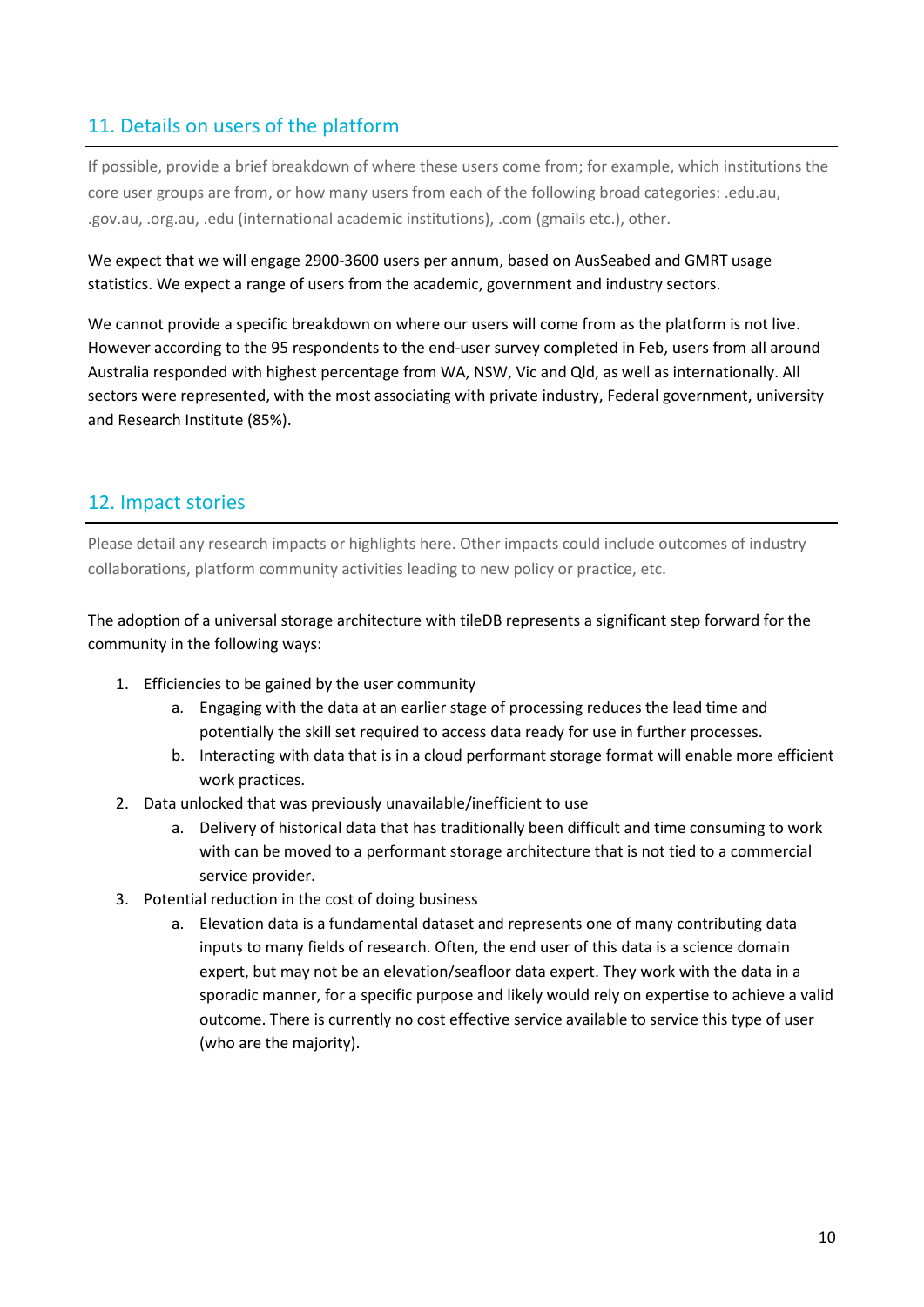## 11. Details on users of the platform

If possible, provide a brief breakdown of where these users come from; for example, which institutions the core user groups are from, or how many users from each of the following broad categories: .edu.au, .gov.au, .org.au, .edu (international academic institutions), .com (gmails etc.), other.

We expect that we will engage 2900-3600 users per annum, based on AusSeabed and GMRT usage statistics. We expect a range of users from the academic, government and industry sectors.

We cannot provide a specific breakdown on where our users will come from as the platform is not live. However according to the 95 respondents to the end-user survey completed in Feb, users from all around Australia responded with highest percentage from WA, NSW, Vic and Qld, as well as internationally. All sectors were represented, with the most associating with private industry, Federal government, university and Research Institute (85%).

## 12. Impact stories

Please detail any research impacts or highlights here. Other impacts could include outcomes of industry collaborations, platform community activities leading to new policy or practice, etc.

The adoption of a universal storage architecture with tileDB represents a significant step forward for the community in the following ways:

1. Efficiencies to be gained by the user community
   a. Engaging with the data at an earlier stage of processing reduces the lead time and potentially the skill set required to access data ready for use in further processes.
   b. Interacting with data that is in a cloud performant storage format will enable more efficient work practices.
2. Data unlocked that was previously unavailable/inefficient to use
   a. Delivery of historical data that has traditionally been difficult and time consuming to work with can be moved to a performant storage architecture that is not tied to a commercial service provider.
3. Potential reduction in the cost of doing business
   a. Elevation data is a fundamental dataset and represents one of many contributing data inputs to many fields of research. Often, the end user of this data is a science domain expert, but may not be an elevation/seafloor data expert. They work with the data in a sporadic manner, for a specific purpose and likely would rely on expertise to achieve a valid outcome. There is currently no cost effective service available to service this type of user (who are the majority).